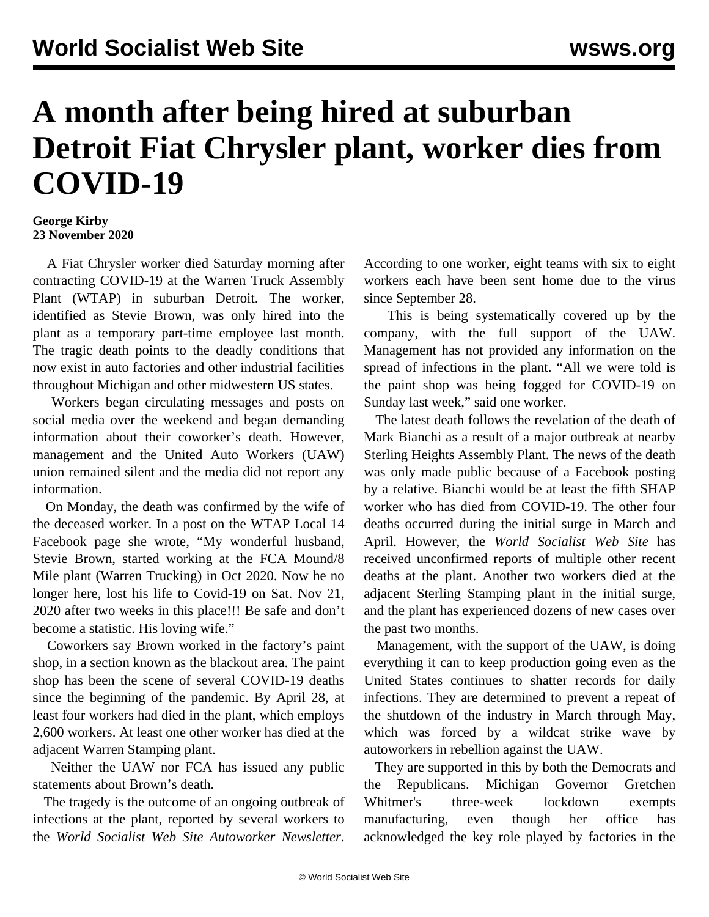# A month after being hired at suburban Detroit Fiat Chrysler plant, worker dies from COVID-19

**George Kirby**
**23 November 2020**

A Fiat Chrysler worker died Saturday morning after contracting COVID-19 at the Warren Truck Assembly Plant (WTAP) in suburban Detroit. The worker, identified as Stevie Brown, was only hired into the plant as a temporary part-time employee last month. The tragic death points to the deadly conditions that now exist in auto factories and other industrial facilities throughout Michigan and other midwestern US states.

Workers began circulating messages and posts on social media over the weekend and began demanding information about their coworker's death. However, management and the United Auto Workers (UAW) union remained silent and the media did not report any information.

On Monday, the death was confirmed by the wife of the deceased worker. In a post on the WTAP Local 14 Facebook page she wrote, "My wonderful husband, Stevie Brown, started working at the FCA Mound/8 Mile plant (Warren Trucking) in Oct 2020. Now he no longer here, lost his life to Covid-19 on Sat. Nov 21, 2020 after two weeks in this place!!! Be safe and don't become a statistic. His loving wife."

Coworkers say Brown worked in the factory's paint shop, in a section known as the blackout area. The paint shop has been the scene of several COVID-19 deaths since the beginning of the pandemic. By April 28, at least four workers had died in the plant, which employs 2,600 workers. At least one other worker has died at the adjacent Warren Stamping plant.

Neither the UAW nor FCA has issued any public statements about Brown's death.

The tragedy is the outcome of an ongoing outbreak of infections at the plant, reported by several workers to the *World Socialist Web Site Autoworker Newsletter*. According to one worker, eight teams with six to eight workers each have been sent home due to the virus since September 28.

This is being systematically covered up by the company, with the full support of the UAW. Management has not provided any information on the spread of infections in the plant. "All we were told is the paint shop was being fogged for COVID-19 on Sunday last week," said one worker.

The latest death follows the revelation of the death of Mark Bianchi as a result of a major outbreak at nearby Sterling Heights Assembly Plant. The news of the death was only made public because of a Facebook posting by a relative. Bianchi would be at least the fifth SHAP worker who has died from COVID-19. The other four deaths occurred during the initial surge in March and April. However, the *World Socialist Web Site* has received unconfirmed reports of multiple other recent deaths at the plant. Another two workers died at the adjacent Sterling Stamping plant in the initial surge, and the plant has experienced dozens of new cases over the past two months.

Management, with the support of the UAW, is doing everything it can to keep production going even as the United States continues to shatter records for daily infections. They are determined to prevent a repeat of the shutdown of the industry in March through May, which was forced by a wildcat strike wave by autoworkers in rebellion against the UAW.

They are supported in this by both the Democrats and the Republicans. Michigan Governor Gretchen Whitmer's three-week lockdown exempts manufacturing, even though her office has acknowledged the key role played by factories in the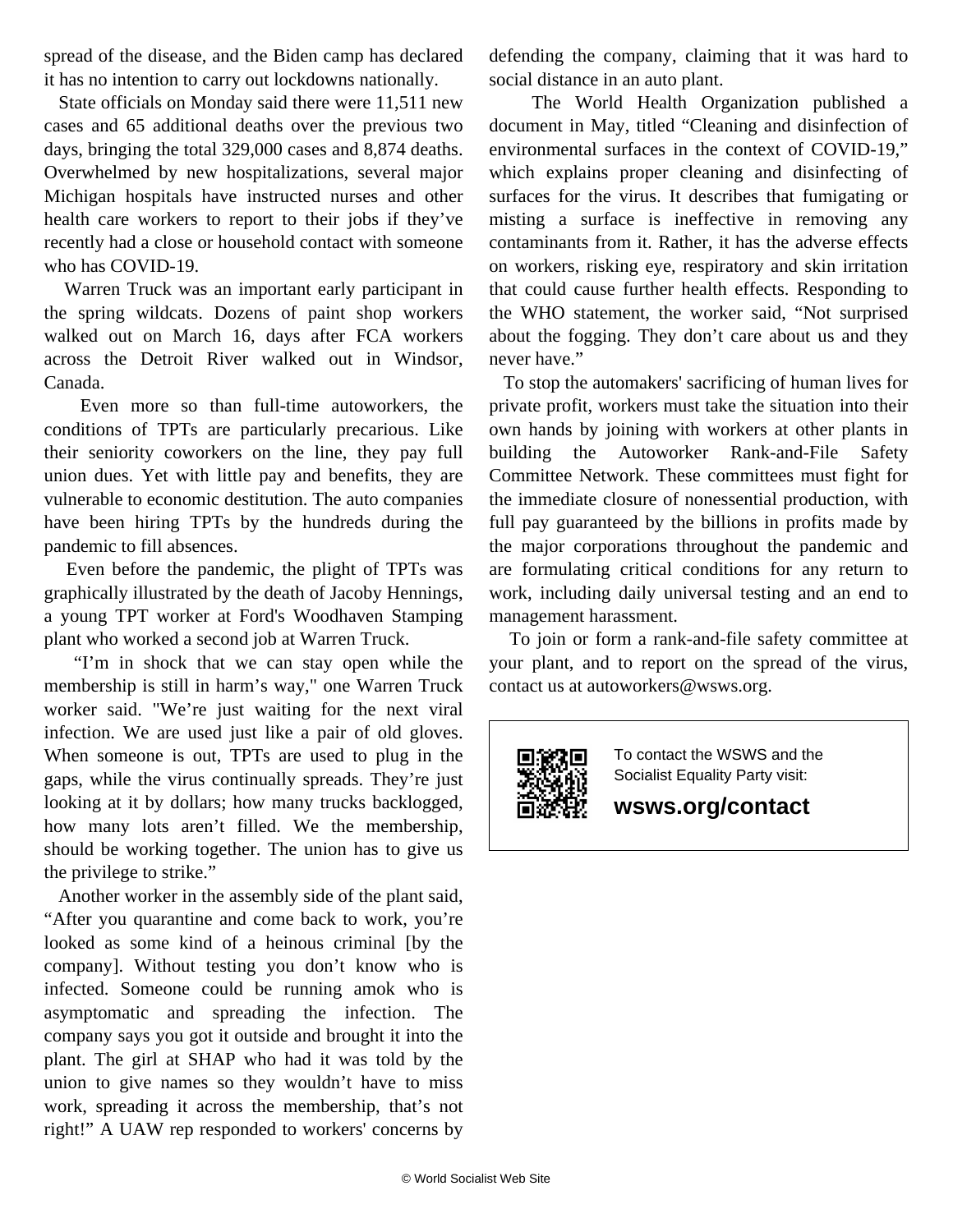spread of the disease, and the Biden camp has declared it has no intention to carry out lockdowns nationally.

State officials on Monday said there were 11,511 new cases and 65 additional deaths over the previous two days, bringing the total 329,000 cases and 8,874 deaths. Overwhelmed by new hospitalizations, several major Michigan hospitals have instructed nurses and other health care workers to report to their jobs if they've recently had a close or household contact with someone who has COVID-19.

Warren Truck was an important early participant in the spring wildcats. Dozens of paint shop workers walked out on March 16, days after FCA workers across the Detroit River walked out in Windsor, Canada.

Even more so than full-time autoworkers, the conditions of TPTs are particularly precarious. Like their seniority coworkers on the line, they pay full union dues. Yet with little pay and benefits, they are vulnerable to economic destitution. The auto companies have been hiring TPTs by the hundreds during the pandemic to fill absences.

Even before the pandemic, the plight of TPTs was graphically illustrated by the death of Jacoby Hennings, a young TPT worker at Ford's Woodhaven Stamping plant who worked a second job at Warren Truck.

"I'm in shock that we can stay open while the membership is still in harm's way," one Warren Truck worker said. "We're just waiting for the next viral infection. We are used just like a pair of old gloves. When someone is out, TPTs are used to plug in the gaps, while the virus continually spreads. They're just looking at it by dollars; how many trucks backlogged, how many lots aren't filled. We the membership, should be working together. The union has to give us the privilege to strike."

Another worker in the assembly side of the plant said, "After you quarantine and come back to work, you're looked as some kind of a heinous criminal [by the company]. Without testing you don't know who is infected. Someone could be running amok who is asymptomatic and spreading the infection. The company says you got it outside and brought it into the plant. The girl at SHAP who had it was told by the union to give names so they wouldn't have to miss work, spreading it across the membership, that's not right!" A UAW rep responded to workers' concerns by defending the company, claiming that it was hard to social distance in an auto plant.

The World Health Organization published a document in May, titled "Cleaning and disinfection of environmental surfaces in the context of COVID-19," which explains proper cleaning and disinfecting of surfaces for the virus. It describes that fumigating or misting a surface is ineffective in removing any contaminants from it. Rather, it has the adverse effects on workers, risking eye, respiratory and skin irritation that could cause further health effects. Responding to the WHO statement, the worker said, "Not surprised about the fogging. They don't care about us and they never have."

To stop the automakers' sacrificing of human lives for private profit, workers must take the situation into their own hands by joining with workers at other plants in building the Autoworker Rank-and-File Safety Committee Network. These committees must fight for the immediate closure of nonessential production, with full pay guaranteed by the billions in profits made by the major corporations throughout the pandemic and are formulating critical conditions for any return to work, including daily universal testing and an end to management harassment.

To join or form a rank-and-file safety committee at your plant, and to report on the spread of the virus, contact us at autoworkers@wsws.org.

To contact the WSWS and the Socialist Equality Party visit:

**wsws.org/contact**